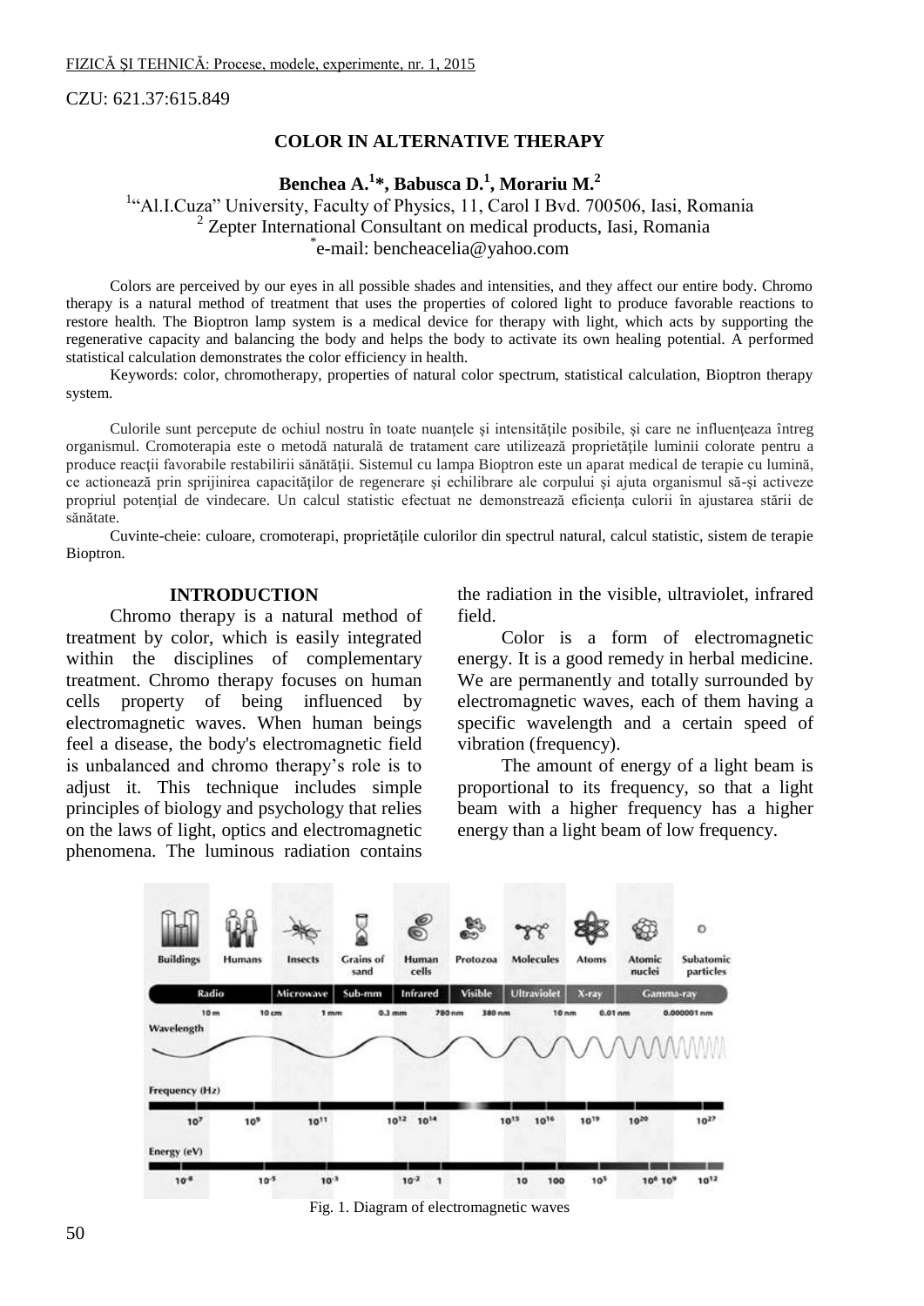CZU: 621.37:615.849

# COLOR IN ALTERNATIVE THERAPY

**Benchea A.[1]\*, Babusca D.[1], Morariu M.[2]**

[1]"Al.I.Cuza" University, Faculty of Physics, 11, Carol I Bvd. 700506, Iasi, Romania
[2] Zepter International Consultant on medical products, Iasi, Romania
\*e-mail: bencheacelia@yahoo.com

Colors are perceived by our eyes in all possible shades and intensities, and they affect our entire body. Chromo therapy is a natural method of treatment that uses the properties of colored light to produce favorable reactions to restore health. The Bioptron lamp system is a medical device for therapy with light, which acts by supporting the regenerative capacity and balancing the body and helps the body to activate its own healing potential. A performed statistical calculation demonstrates the color efficiency in health.

Keywords: color, chromotherapy, properties of natural color spectrum, statistical calculation, Bioptron therapy system.

Culorile sunt percepute de ochiul nostru în toate nuanţele şi intensităţile posibile, şi care ne influenţeaza întreg organismul. Cromoterapia este o metodă naturală de tratament care utilizează proprietăţile luminii colorate pentru a produce reacţii favorabile restabilirii sănătăţii. Sistemul cu lampa Bioptron este un aparat medical de terapie cu lumină, ce actionează prin sprijinirea capacităţilor de regenerare şi echilibrare ale corpului şi ajuta organismul să-şi activeze propriul potenţial de vindecare. Un calcul statistic efectuat ne demonstrează eficienţa culorii în ajustarea stării de sănătate.

Cuvinte-cheie: culoare, cromoterapi, proprietăţile culorilor din spectrul natural, calcul statistic, sistem de terapie Bioptron.

## INTRODUCTION

Chromo therapy is a natural method of treatment by color, which is easily integrated within the disciplines of complementary treatment. Chromo therapy focuses on human cells property of being influenced by electromagnetic waves. When human beings feel a disease, the body's electromagnetic field is unbalanced and chromo therapy's role is to adjust it. This technique includes simple principles of biology and psychology that relies on the laws of light, optics and electromagnetic phenomena. The luminous radiation contains the radiation in the visible, ultraviolet, infrared field.

Color is a form of electromagnetic energy. It is a good remedy in herbal medicine. We are permanently and totally surrounded by electromagnetic waves, each of them having a specific wavelength and a certain speed of vibration (frequency).

The amount of energy of a light beam is proportional to its frequency, so that a light beam with a higher frequency has a higher energy than a light beam of low frequency.

Fig. 1. Diagram of electromagnetic waves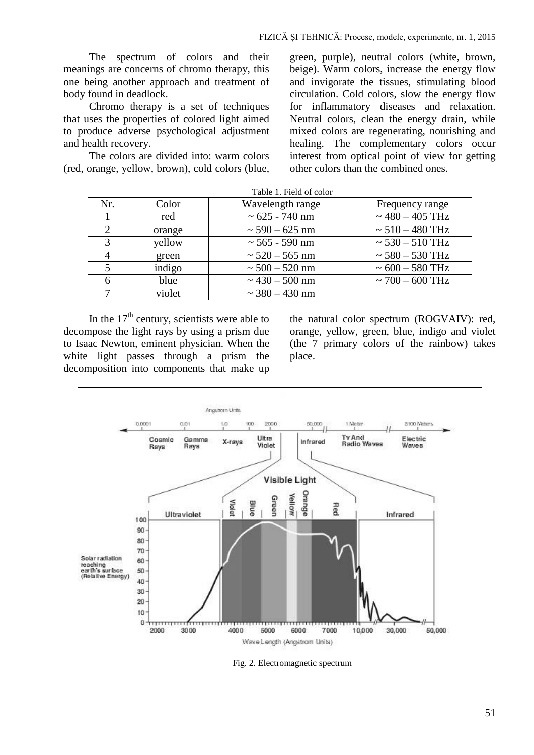The spectrum of colors and their meanings are concerns of chromo therapy, this one being another approach and treatment of body found in deadlock.

Chromo therapy is a set of techniques that uses the properties of colored light aimed to produce adverse psychological adjustment and health recovery.

The colors are divided into: warm colors (red, orange, yellow, brown), cold colors (blue, green, purple), neutral colors (white, brown, beige). Warm colors, increase the energy flow and invigorate the tissues, stimulating blood circulation. Cold colors, slow the energy flow for inflammatory diseases and relaxation. Neutral colors, clean the energy drain, while mixed colors are regenerating, nourishing and healing. The complementary colors occur interest from optical point of view for getting other colors than the combined ones.

Table 1. Field of color

| Nr. | Color | Wavelength range | Frequency range |
|---|---|---|---|
| 1 | red | ~ 625 - 740 nm | ~ 480 – 405 THz |
| 2 | orange | ~ 590 – 625 nm | ~ 510 – 480 THz |
| 3 | yellow | ~ 565 - 590 nm | ~ 530 – 510 THz |
| 4 | green | ~ 520 – 565 nm | ~ 580 – 530 THz |
| 5 | indigo | ~ 500 – 520 nm | ~ 600 – 580 THz |
| 6 | blue | ~ 430 – 500 nm | ~ 700 – 600 THz |
| 7 | violet | ~ 380 – 430 nm | |

In the 17[th] century, scientists were able to decompose the light rays by using a prism due to Isaac Newton, eminent physician. When the white light passes through a prism the decomposition into components that make up the natural color spectrum (ROGVAIV): red, orange, yellow, green, blue, indigo and violet (the 7 primary colors of the rainbow) takes place.

Fig. 2. Electromagnetic spectrum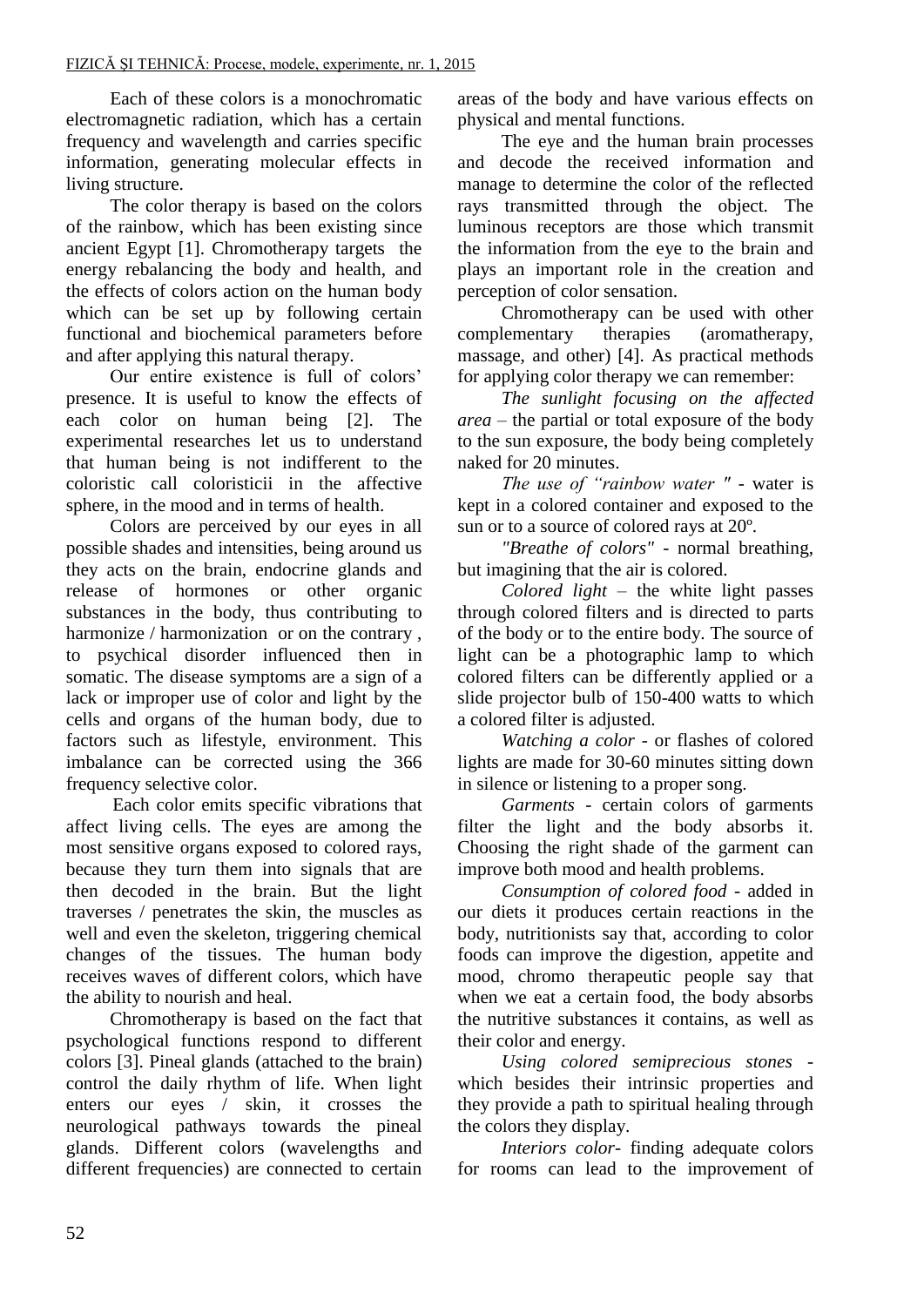Each of these colors is a monochromatic electromagnetic radiation, which has a certain frequency and wavelength and carries specific information, generating molecular effects in living structure.

The color therapy is based on the colors of the rainbow, which has been existing since ancient Egypt [1]. Chromotherapy targets the energy rebalancing the body and health, and the effects of colors action on the human body which can be set up by following certain functional and biochemical parameters before and after applying this natural therapy.

Our entire existence is full of colors' presence. It is useful to know the effects of each color on human being [2]. The experimental researches let us to understand that human being is not indifferent to the coloristic call coloristicii in the affective sphere, in the mood and in terms of health.

Colors are perceived by our eyes in all possible shades and intensities, being around us they acts on the brain, endocrine glands and release of hormones or other organic substances in the body, thus contributing to harmonize / harmonization or on the contrary , to psychical disorder influenced then in somatic. The disease symptoms are a sign of a lack or improper use of color and light by the cells and organs of the human body, due to factors such as lifestyle, environment. This imbalance can be corrected using the 366 frequency selective color.

Each color emits specific vibrations that affect living cells. The eyes are among the most sensitive organs exposed to colored rays, because they turn them into signals that are then decoded in the brain. But the light traverses / penetrates the skin, the muscles as well and even the skeleton, triggering chemical changes of the tissues. The human body receives waves of different colors, which have the ability to nourish and heal.

Chromotherapy is based on the fact that psychological functions respond to different colors [3]. Pineal glands (attached to the brain) control the daily rhythm of life. When light enters our eyes / skin, it crosses the neurological pathways towards the pineal glands. Different colors (wavelengths and different frequencies) are connected to certain areas of the body and have various effects on physical and mental functions.

The eye and the human brain processes and decode the received information and manage to determine the color of the reflected rays transmitted through the object. The luminous receptors are those which transmit the information from the eye to the brain and plays an important role in the creation and perception of color sensation.

Chromotherapy can be used with other complementary therapies (aromatherapy, massage, and other) [4]. As practical methods for applying color therapy we can remember:

*The sunlight focusing on the affected area* – the partial or total exposure of the body to the sun exposure, the body being completely naked for 20 minutes.

*The use of "rainbow water "* - water is kept in a colored container and exposed to the sun or to a source of colored rays at 20º.

*"Breathe of colors"* - normal breathing, but imagining that the air is colored.

*Colored light* – the white light passes through colored filters and is directed to parts of the body or to the entire body. The source of light can be a photographic lamp to which colored filters can be differently applied or a slide projector bulb of 150-400 watts to which a colored filter is adjusted.

*Watching a color* - or flashes of colored lights are made for 30-60 minutes sitting down in silence or listening to a proper song.

*Garments* - certain colors of garments filter the light and the body absorbs it. Choosing the right shade of the garment can improve both mood and health problems.

*Consumption of colored food* - added in our diets it produces certain reactions in the body, nutritionists say that, according to color foods can improve the digestion, appetite and mood, chromo therapeutic people say that when we eat a certain food, the body absorbs the nutritive substances it contains, as well as their color and energy.

*Using colored semiprecious stones* - which besides their intrinsic properties and they provide a path to spiritual healing through the colors they display.

*Interiors color*- finding adequate colors for rooms can lead to the improvement of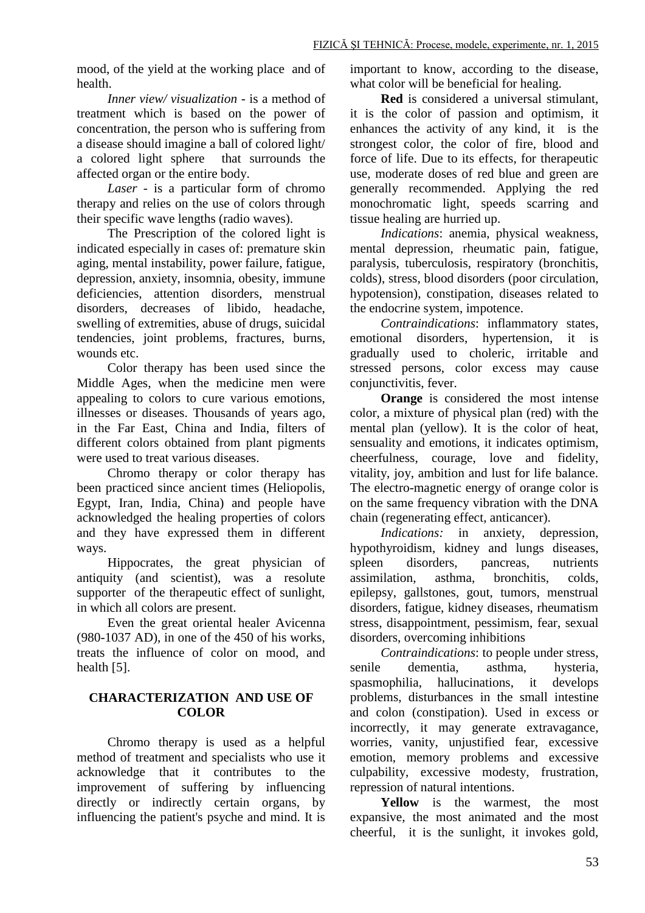mood, of the yield at the working place and of health.

*Inner view/ visualization* - is a method of treatment which is based on the power of concentration, the person who is suffering from a disease should imagine a ball of colored light/ a colored light sphere that surrounds the affected organ or the entire body.

*Laser* - is a particular form of chromo therapy and relies on the use of colors through their specific wave lengths (radio waves).

The Prescription of the colored light is indicated especially in cases of: premature skin aging, mental instability, power failure, fatigue, depression, anxiety, insomnia, obesity, immune deficiencies, attention disorders, menstrual disorders, decreases of libido, headache, swelling of extremities, abuse of drugs, suicidal tendencies, joint problems, fractures, burns, wounds etc.

Color therapy has been used since the Middle Ages, when the medicine men were appealing to colors to cure various emotions, illnesses or diseases. Thousands of years ago, in the Far East, China and India, filters of different colors obtained from plant pigments were used to treat various diseases.

Chromo therapy or color therapy has been practiced since ancient times (Heliopolis, Egypt, Iran, India, China) and people have acknowledged the healing properties of colors and they have expressed them in different ways.

Hippocrates, the great physician of antiquity (and scientist), was a resolute supporter of the therapeutic effect of sunlight, in which all colors are present.

Even the great oriental healer Avicenna (980-1037 AD), in one of the 450 of his works, treats the influence of color on mood, and health [5].

## CHARACTERIZATION AND USE OF COLOR

Chromo therapy is used as a helpful method of treatment and specialists who use it acknowledge that it contributes to the improvement of suffering by influencing directly or indirectly certain organs, by influencing the patient's psyche and mind. It is important to know, according to the disease, what color will be beneficial for healing.

**Red** is considered a universal stimulant, it is the color of passion and optimism, it enhances the activity of any kind, it is the strongest color, the color of fire, blood and force of life. Due to its effects, for therapeutic use, moderate doses of red blue and green are generally recommended. Applying the red monochromatic light, speeds scarring and tissue healing are hurried up.

*Indications*: anemia, physical weakness, mental depression, rheumatic pain, fatigue, paralysis, tuberculosis, respiratory (bronchitis, colds), stress, blood disorders (poor circulation, hypotension), constipation, diseases related to the endocrine system, impotence.

*Contraindications*: inflammatory states, emotional disorders, hypertension, it is gradually used to choleric, irritable and stressed persons, color excess may cause conjunctivitis, fever.

**Orange** is considered the most intense color, a mixture of physical plan (red) with the mental plan (yellow). It is the color of heat, sensuality and emotions, it indicates optimism, cheerfulness, courage, love and fidelity, vitality, joy, ambition and lust for life balance. The electro-magnetic energy of orange color is on the same frequency vibration with the DNA chain (regenerating effect, anticancer).

*Indications:* in anxiety, depression, hypothyroidism, kidney and lungs diseases, spleen disorders, pancreas, nutrients assimilation, asthma, bronchitis, colds, epilepsy, gallstones, gout, tumors, menstrual disorders, fatigue, kidney diseases, rheumatism stress, disappointment, pessimism, fear, sexual disorders, overcoming inhibitions

*Contraindications*: to people under stress, senile dementia, asthma, hysteria, spasmophilia, hallucinations, it develops problems, disturbances in the small intestine and colon (constipation). Used in excess or incorrectly, it may generate extravagance, worries, vanity, unjustified fear, excessive emotion, memory problems and excessive culpability, excessive modesty, frustration, repression of natural intentions.

**Yellow** is the warmest, the most expansive, the most animated and the most cheerful, it is the sunlight, it invokes gold,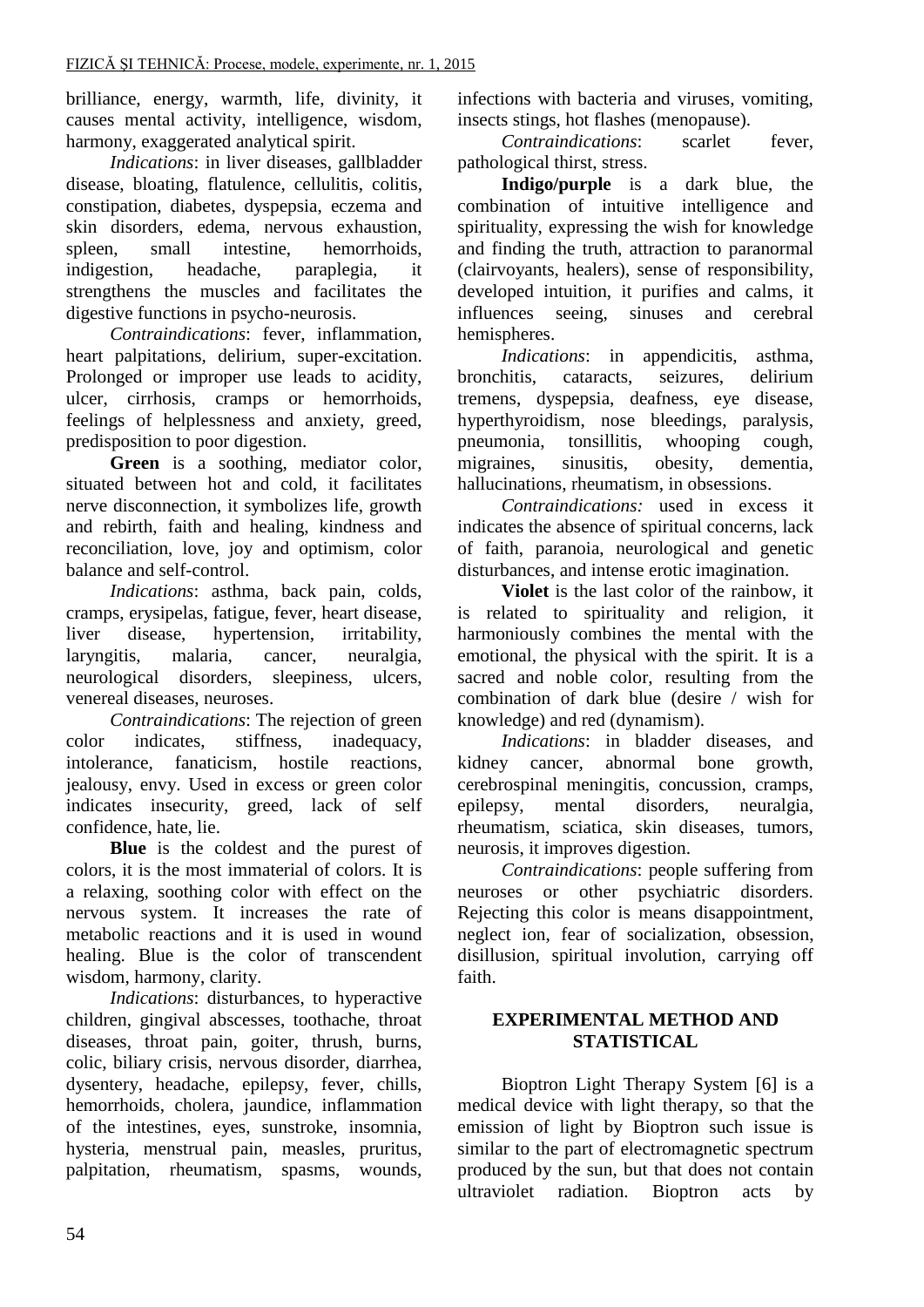brilliance, energy, warmth, life, divinity, it causes mental activity, intelligence, wisdom, harmony, exaggerated analytical spirit.

*Indications*: in liver diseases, gallbladder disease, bloating, flatulence, cellulitis, colitis, constipation, diabetes, dyspepsia, eczema and skin disorders, edema, nervous exhaustion, spleen, small intestine, hemorrhoids, indigestion, headache, paraplegia, it strengthens the muscles and facilitates the digestive functions in psycho-neurosis.

*Contraindications*: fever, inflammation, heart palpitations, delirium, super-excitation. Prolonged or improper use leads to acidity, ulcer, cirrhosis, cramps or hemorrhoids, feelings of helplessness and anxiety, greed, predisposition to poor digestion.

**Green** is a soothing, mediator color, situated between hot and cold, it facilitates nerve disconnection, it symbolizes life, growth and rebirth, faith and healing, kindness and reconciliation, love, joy and optimism, color balance and self-control.

*Indications*: asthma, back pain, colds, cramps, erysipelas, fatigue, fever, heart disease, liver disease, hypertension, irritability, laryngitis, malaria, cancer, neuralgia, neurological disorders, sleepiness, ulcers, venereal diseases, neuroses.

*Contraindications*: The rejection of green color indicates, stiffness, inadequacy, intolerance, fanaticism, hostile reactions, jealousy, envy. Used in excess or green color indicates insecurity, greed, lack of self confidence, hate, lie.

**Blue** is the coldest and the purest of colors, it is the most immaterial of colors. It is a relaxing, soothing color with effect on the nervous system. It increases the rate of metabolic reactions and it is used in wound healing. Blue is the color of transcendent wisdom, harmony, clarity.

*Indications*: disturbances, to hyperactive children, gingival abscesses, toothache, throat diseases, throat pain, goiter, thrush, burns, colic, biliary crisis, nervous disorder, diarrhea, dysentery, headache, epilepsy, fever, chills, hemorrhoids, cholera, jaundice, inflammation of the intestines, eyes, sunstroke, insomnia, hysteria, menstrual pain, measles, pruritus, palpitation, rheumatism, spasms, wounds, infections with bacteria and viruses, vomiting, insects stings, hot flashes (menopause).

*Contraindications*: scarlet fever, pathological thirst, stress.

**Indigo/purple** is a dark blue, the combination of intuitive intelligence and spirituality, expressing the wish for knowledge and finding the truth, attraction to paranormal (clairvoyants, healers), sense of responsibility, developed intuition, it purifies and calms, it influences seeing, sinuses and cerebral hemispheres.

*Indications*: in appendicitis, asthma, bronchitis, cataracts, seizures, delirium tremens, dyspepsia, deafness, eye disease, hyperthyroidism, nose bleedings, paralysis, pneumonia, tonsillitis, whooping cough, migraines, sinusitis, obesity, dementia, hallucinations, rheumatism, in obsessions.

*Contraindications:* used in excess it indicates the absence of spiritual concerns, lack of faith, paranoia, neurological and genetic disturbances, and intense erotic imagination.

**Violet** is the last color of the rainbow, it is related to spirituality and religion, it harmoniously combines the mental with the emotional, the physical with the spirit. It is a sacred and noble color, resulting from the combination of dark blue (desire / wish for knowledge) and red (dynamism).

*Indications*: in bladder diseases, and kidney cancer, abnormal bone growth, cerebrospinal meningitis, concussion, cramps, epilepsy, mental disorders, neuralgia, rheumatism, sciatica, skin diseases, tumors, neurosis, it improves digestion.

*Contraindications*: people suffering from neuroses or other psychiatric disorders. Rejecting this color is means disappointment, neglect ion, fear of socialization, obsession, disillusion, spiritual involution, carrying off faith.

## EXPERIMENTAL METHOD AND STATISTICAL

Bioptron Light Therapy System [6] is a medical device with light therapy, so that the emission of light by Bioptron such issue is similar to the part of electromagnetic spectrum produced by the sun, but that does not contain ultraviolet radiation. Bioptron acts by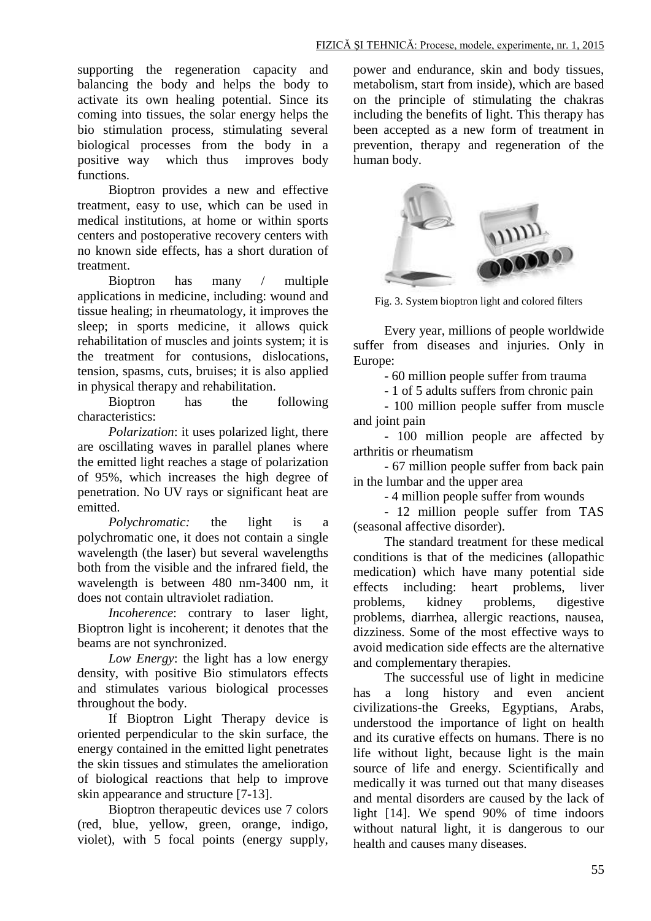supporting the regeneration capacity and balancing the body and helps the body to activate its own healing potential. Since its coming into tissues, the solar energy helps the bio stimulation process, stimulating several biological processes from the body in a positive way which thus improves body functions.

Bioptron provides a new and effective treatment, easy to use, which can be used in medical institutions, at home or within sports centers and postoperative recovery centers with no known side effects, has a short duration of treatment.

Bioptron has many / multiple applications in medicine, including: wound and tissue healing; in rheumatology, it improves the sleep; in sports medicine, it allows quick rehabilitation of muscles and joints system; it is the treatment for contusions, dislocations, tension, spasms, cuts, bruises; it is also applied in physical therapy and rehabilitation.

Bioptron has the following characteristics:

*Polarization*: it uses polarized light, there are oscillating waves in parallel planes where the emitted light reaches a stage of polarization of 95%, which increases the high degree of penetration. No UV rays or significant heat are emitted.

*Polychromatic:* the light is a polychromatic one, it does not contain a single wavelength (the laser) but several wavelengths both from the visible and the infrared field, the wavelength is between 480 nm-3400 nm, it does not contain ultraviolet radiation.

*Incoherence*: contrary to laser light, Bioptron light is incoherent; it denotes that the beams are not synchronized.

*Low Energy*: the light has a low energy density, with positive Bio stimulators effects and stimulates various biological processes throughout the body.

If Bioptron Light Therapy device is oriented perpendicular to the skin surface, the energy contained in the emitted light penetrates the skin tissues and stimulates the amelioration of biological reactions that help to improve skin appearance and structure [7-13].

Bioptron therapeutic devices use 7 colors (red, blue, yellow, green, orange, indigo, violet), with 5 focal points (energy supply, power and endurance, skin and body tissues, metabolism, start from inside), which are based on the principle of stimulating the chakras including the benefits of light. This therapy has been accepted as a new form of treatment in prevention, therapy and regeneration of the human body.

Fig. 3. System bioptron light and colored filters

Every year, millions of people worldwide suffer from diseases and injuries. Only in Europe:

- 60 million people suffer from trauma
- 1 of 5 adults suffers from chronic pain
- 100 million people suffer from muscle and joint pain
- 100 million people are affected by arthritis or rheumatism
- 67 million people suffer from back pain in the lumbar and the upper area
- 4 million people suffer from wounds
- 12 million people suffer from TAS (seasonal affective disorder).

The standard treatment for these medical conditions is that of the medicines (allopathic medication) which have many potential side effects including: heart problems, liver problems, kidney problems, digestive problems, diarrhea, allergic reactions, nausea, dizziness. Some of the most effective ways to avoid medication side effects are the alternative and complementary therapies.

The successful use of light in medicine has a long history and even ancient civilizations-the Greeks, Egyptians, Arabs, understood the importance of light on health and its curative effects on humans. There is no life without light, because light is the main source of life and energy. Scientifically and medically it was turned out that many diseases and mental disorders are caused by the lack of light [14]. We spend 90% of time indoors without natural light, it is dangerous to our health and causes many diseases.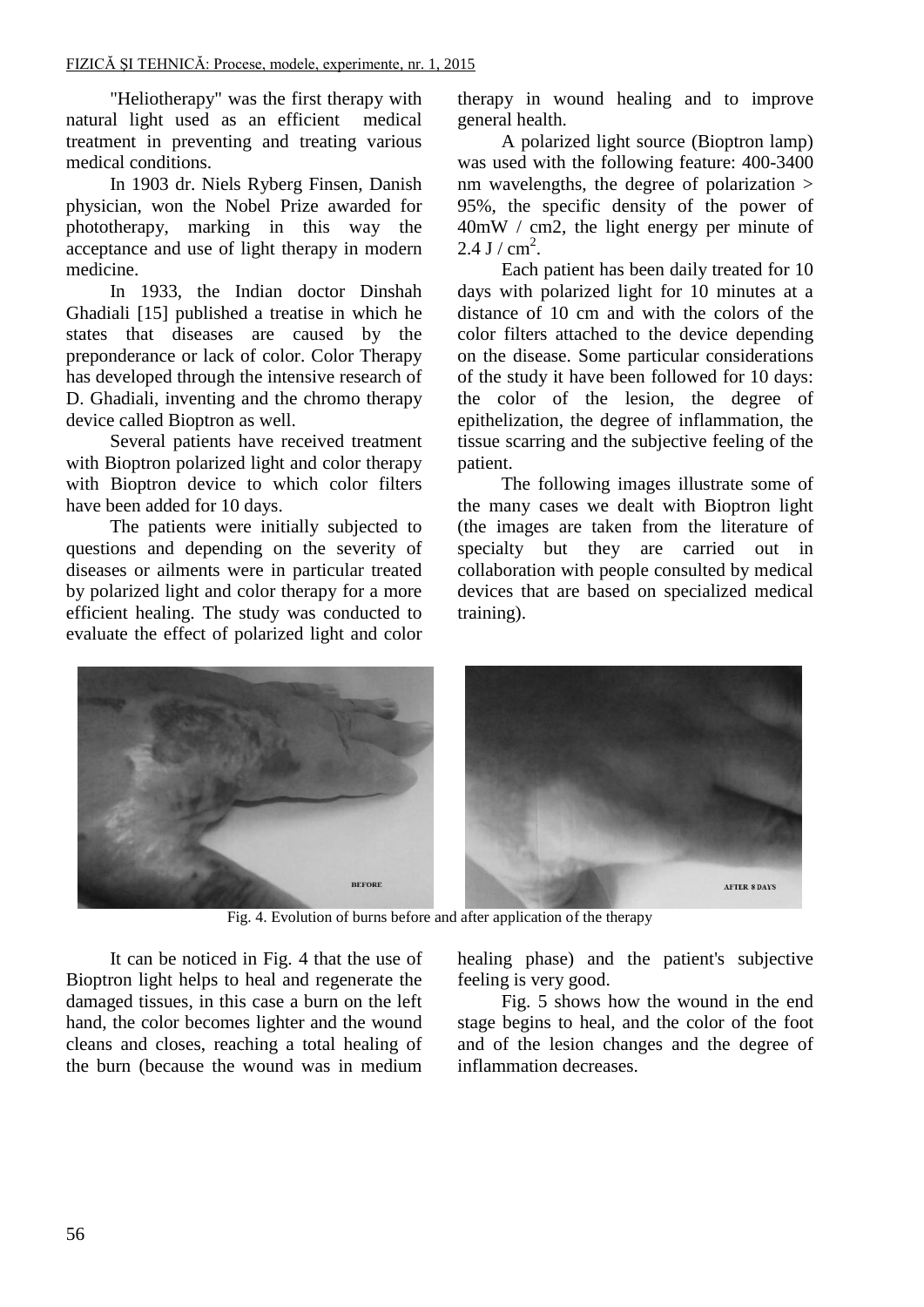"Heliotherapy" was the first therapy with natural light used as an efficient medical treatment in preventing and treating various medical conditions.

In 1903 dr. Niels Ryberg Finsen, Danish physician, won the Nobel Prize awarded for phototherapy, marking in this way the acceptance and use of light therapy in modern medicine.

In 1933, the Indian doctor Dinshah Ghadiali [15] published a treatise in which he states that diseases are caused by the preponderance or lack of color. Color Therapy has developed through the intensive research of D. Ghadiali, inventing and the chromo therapy device called Bioptron as well.

Several patients have received treatment with Bioptron polarized light and color therapy with Bioptron device to which color filters have been added for 10 days.

The patients were initially subjected to questions and depending on the severity of diseases or ailments were in particular treated by polarized light and color therapy for a more efficient healing. The study was conducted to evaluate the effect of polarized light and color therapy in wound healing and to improve general health.

A polarized light source (Bioptron lamp) was used with the following feature: 400-3400 nm wavelengths, the degree of polarization > 95%, the specific density of the power of 40mW / cm2, the light energy per minute of 2.4 J / $cm^2$.

Each patient has been daily treated for 10 days with polarized light for 10 minutes at a distance of 10 cm and with the colors of the color filters attached to the device depending on the disease. Some particular considerations of the study it have been followed for 10 days: the color of the lesion, the degree of epithelization, the degree of inflammation, the tissue scarring and the subjective feeling of the patient.

The following images illustrate some of the many cases we dealt with Bioptron light (the images are taken from the literature of specialty but they are carried out in collaboration with people consulted by medical devices that are based on specialized medical training).

Fig. 4. Evolution of burns before and after application of the therapy

It can be noticed in Fig. 4 that the use of Bioptron light helps to heal and regenerate the damaged tissues, in this case a burn on the left hand, the color becomes lighter and the wound cleans and closes, reaching a total healing of the burn (because the wound was in medium healing phase) and the patient's subjective feeling is very good.

Fig. 5 shows how the wound in the end stage begins to heal, and the color of the foot and of the lesion changes and the degree of inflammation decreases.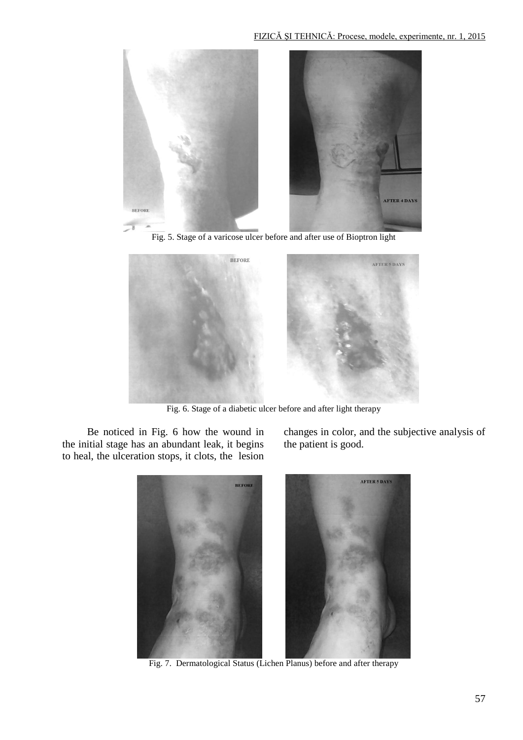Fig. 5. Stage of a varicose ulcer before and after use of Bioptron light

Fig. 6. Stage of a diabetic ulcer before and after light therapy

Be noticed in Fig. 6 how the wound in the initial stage has an abundant leak, it begins to heal, the ulceration stops, it clots, the lesion changes in color, and the subjective analysis of the patient is good.

Fig. 7. Dermatological Status (Lichen Planus) before and after therapy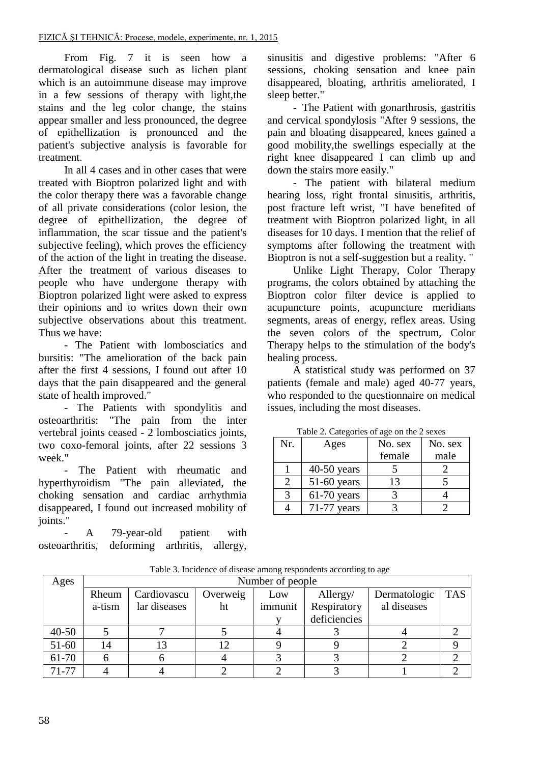From Fig. 7 it is seen how a dermatological disease such as lichen plant which is an autoimmune disease may improve in a few sessions of therapy with light,the stains and the leg color change, the stains appear smaller and less pronounced, the degree of epithellization is pronounced and the patient's subjective analysis is favorable for treatment.

In all 4 cases and in other cases that were treated with Bioptron polarized light and with the color therapy there was a favorable change of all private considerations (color lesion, the degree of epithellization, the degree of inflammation, the scar tissue and the patient's subjective feeling), which proves the efficiency of the action of the light in treating the disease. After the treatment of various diseases to people who have undergone therapy with Bioptron polarized light were asked to express their opinions and to writes down their own subjective observations about this treatment. Thus we have:

- The Patient with lombosciatics and bursitis: "The amelioration of the back pain after the first 4 sessions, I found out after 10 days that the pain disappeared and the general state of health improved."
- The Patients with spondylitis and osteoarthritis: "The pain from the inter vertebral joints ceased - 2 lombosciatics joints, two coxo-femoral joints, after 22 sessions 3 week."
- The Patient with rheumatic and hyperthyroidism "The pain alleviated, the choking sensation and cardiac arrhythmia disappeared, I found out increased mobility of joints."
- A 79-year-old patient with osteoarthritis, deforming arthritis, allergy, sinusitis and digestive problems: "After 6 sessions, choking sensation and knee pain disappeared, bloating, arthritis ameliorated, I sleep better."
- The Patient with gonarthrosis, gastritis and cervical spondylosis "After 9 sessions, the pain and bloating disappeared, knees gained a good mobility,the swellings especially at the right knee disappeared I can climb up and down the stairs more easily."
- The patient with bilateral medium hearing loss, right frontal sinusitis, arthritis, post fracture left wrist, "I have benefited of treatment with Bioptron polarized light, in all diseases for 10 days. I mention that the relief of symptoms after following the treatment with Bioptron is not a self-suggestion but a reality. "

Unlike Light Therapy, Color Therapy programs, the colors obtained by attaching the Bioptron color filter device is applied to acupuncture points, acupuncture meridians segments, areas of energy, reflex areas. Using the seven colors of the spectrum, Color Therapy helps to the stimulation of the body's healing process.

A statistical study was performed on 37 patients (female and male) aged 40-77 years, who responded to the questionnaire on medical issues, including the most diseases.

Table 2. Categories of age on the 2 sexes

| Nr. | Ages | No. sex female | No. sex male |
|---|---|---|---|
| 1 | 40-50 years | 5 | 2 |
| 2 | 51-60 years | 13 | 5 |
| 3 | 61-70 years | 3 | 4 |
| 4 | 71-77 years | 3 | 2 |

Table 3. Incidence of disease among respondents according to age

| Ages | Number of people | | | | | | |
|---|---|---|---|---|---|---|---|
| | Rheuma-tism | Cardiovascular diseases | Overweight | Low immunity | Allergy/ Respiratory deficiencies | Dermatological diseases | TAS |
| 40-50 | 5 | 7 | 5 | 4 | 3 | 4 | 2 |
| 51-60 | 14 | 13 | 12 | 9 | 9 | 2 | 9 |
| 61-70 | 6 | 6 | 4 | 3 | 3 | 2 | 2 |
| 71-77 | 4 | 4 | 2 | 2 | 3 | 1 | 2 |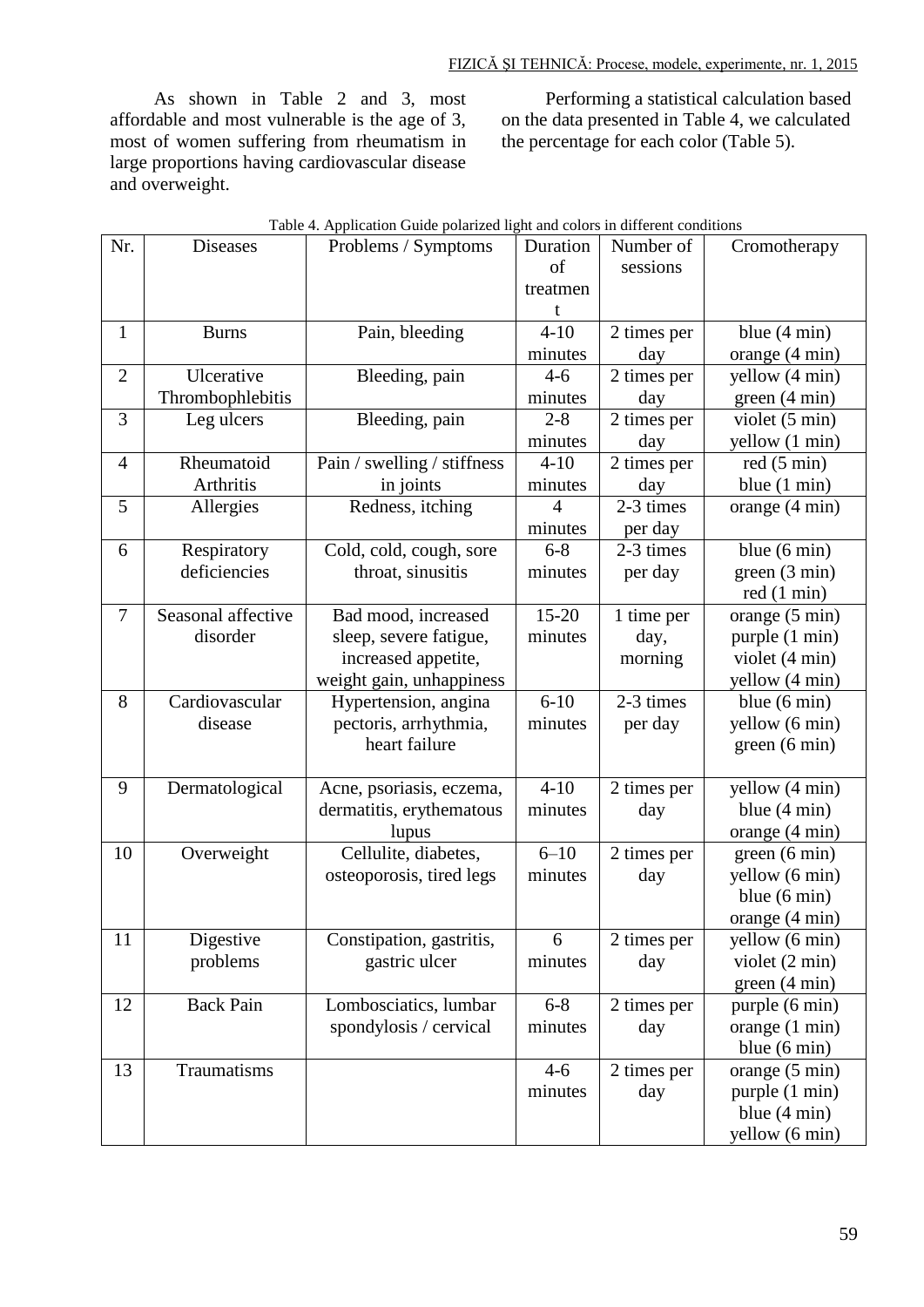As shown in Table 2 and 3, most affordable and most vulnerable is the age of 3, most of women suffering from rheumatism in large proportions having cardiovascular disease and overweight.

Performing a statistical calculation based on the data presented in Table 4, we calculated the percentage for each color (Table 5).

Table 4. Application Guide polarized light and colors in different conditions

| Nr. | Diseases | Problems / Symptoms | Duration of treatment | Number of sessions | Cromotherapy |
|---|---|---|---|---|---|
| 1 | Burns | Pain, bleeding | 4-10 minutes | 2 times per day | blue (4 min) orange (4 min) |
| 2 | Ulcerative Thrombophlebitis | Bleeding, pain | 4-6 minutes | 2 times per day | yellow (4 min) green (4 min) |
| 3 | Leg ulcers | Bleeding, pain | 2-8 minutes | 2 times per day | violet (5 min) yellow (1 min) |
| 4 | Rheumatoid Arthritis | Pain / swelling / stiffness in joints | 4-10 minutes | 2 times per day | red (5 min) blue (1 min) |
| 5 | Allergies | Redness, itching | 4 minutes | 2-3 times per day | orange (4 min) |
| 6 | Respiratory deficiencies | Cold, cold, cough, sore throat, sinusitis | 6-8 minutes | 2-3 times per day | blue (6 min) green (3 min) red (1 min) |
| 7 | Seasonal affective disorder | Bad mood, increased sleep, severe fatigue, increased appetite, weight gain, unhappiness | 15-20 minutes | 1 time per day, morning | orange (5 min) purple (1 min) violet (4 min) yellow (4 min) |
| 8 | Cardiovascular disease | Hypertension, angina pectoris, arrhythmia, heart failure | 6-10 minutes | 2-3 times per day | blue (6 min) yellow (6 min) green (6 min) |
| 9 | Dermatological | Acne, psoriasis, eczema, dermatitis, erythematous lupus | 4-10 minutes | 2 times per day | yellow (4 min) blue (4 min) orange (4 min) |
| 10 | Overweight | Cellulite, diabetes, osteoporosis, tired legs | 6–10 minutes | 2 times per day | green (6 min) yellow (6 min) blue (6 min) orange (4 min) |
| 11 | Digestive problems | Constipation, gastritis, gastric ulcer | 6 minutes | 2 times per day | yellow (6 min) violet (2 min) green (4 min) |
| 12 | Back Pain | Lombosciatics, lumbar spondylosis / cervical | 6-8 minutes | 2 times per day | purple (6 min) orange (1 min) blue (6 min) |
| 13 | Traumatisms | | 4-6 minutes | 2 times per day | orange (5 min) purple (1 min) blue (4 min) yellow (6 min) |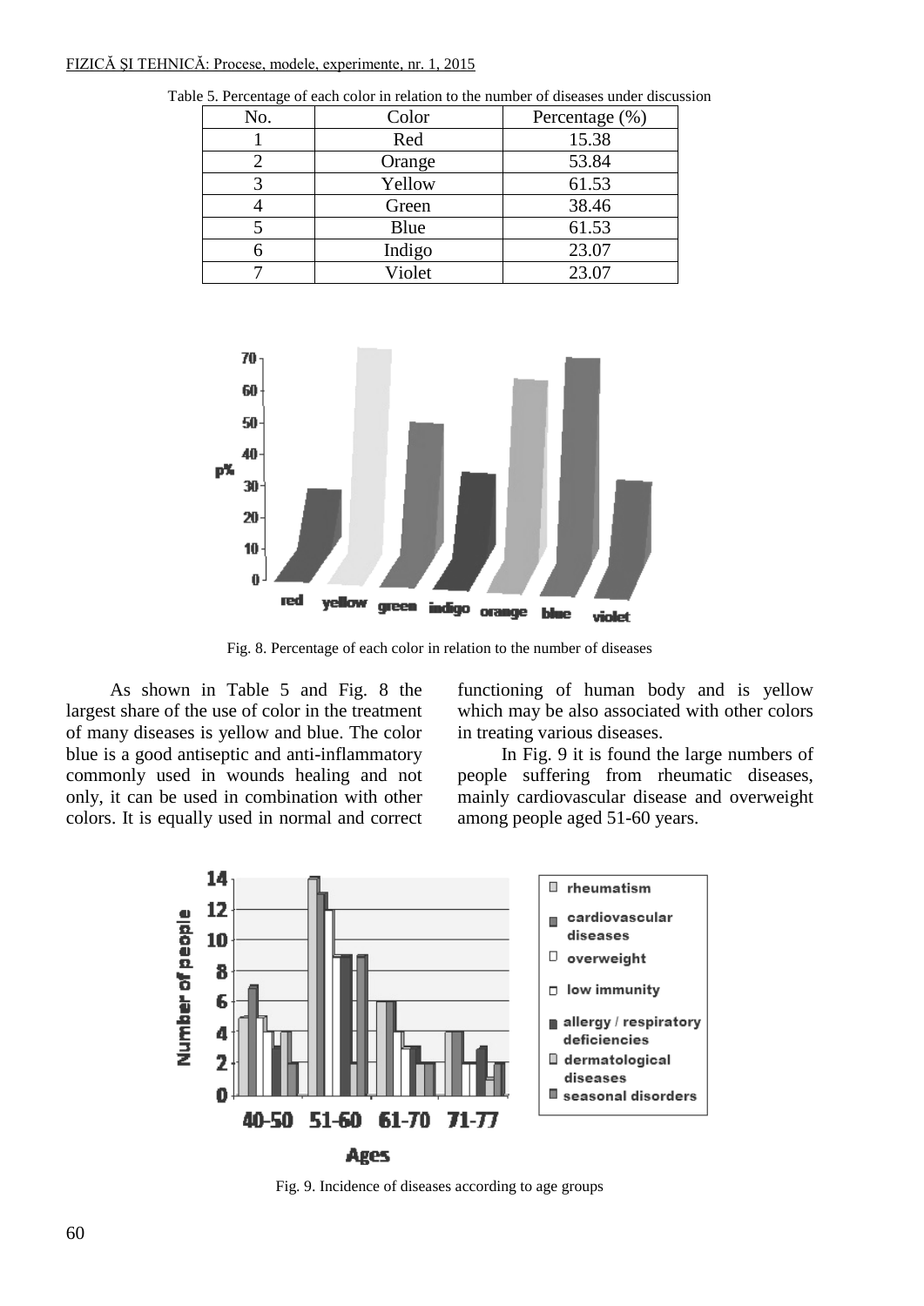Table 5. Percentage of each color in relation to the number of diseases under discussion

| No. | Color | Percentage (%) |
|---|---|---|
| 1 | Red | 15.38 |
| 2 | Orange | 53.84 |
| 3 | Yellow | 61.53 |
| 4 | Green | 38.46 |
| 5 | Blue | 61.53 |
| 6 | Indigo | 23.07 |
| 7 | Violet | 23.07 |

Fig. 8. Percentage of each color in relation to the number of diseases

As shown in Table 5 and Fig. 8 the largest share of the use of color in the treatment of many diseases is yellow and blue. The color blue is a good antiseptic and anti-inflammatory commonly used in wounds healing and not only, it can be used in combination with other colors. It is equally used in normal and correct functioning of human body and is yellow which may be also associated with other colors in treating various diseases.

In Fig. 9 it is found the large numbers of people suffering from rheumatic diseases, mainly cardiovascular disease and overweight among people aged 51-60 years.

Fig. 9. Incidence of diseases according to age groups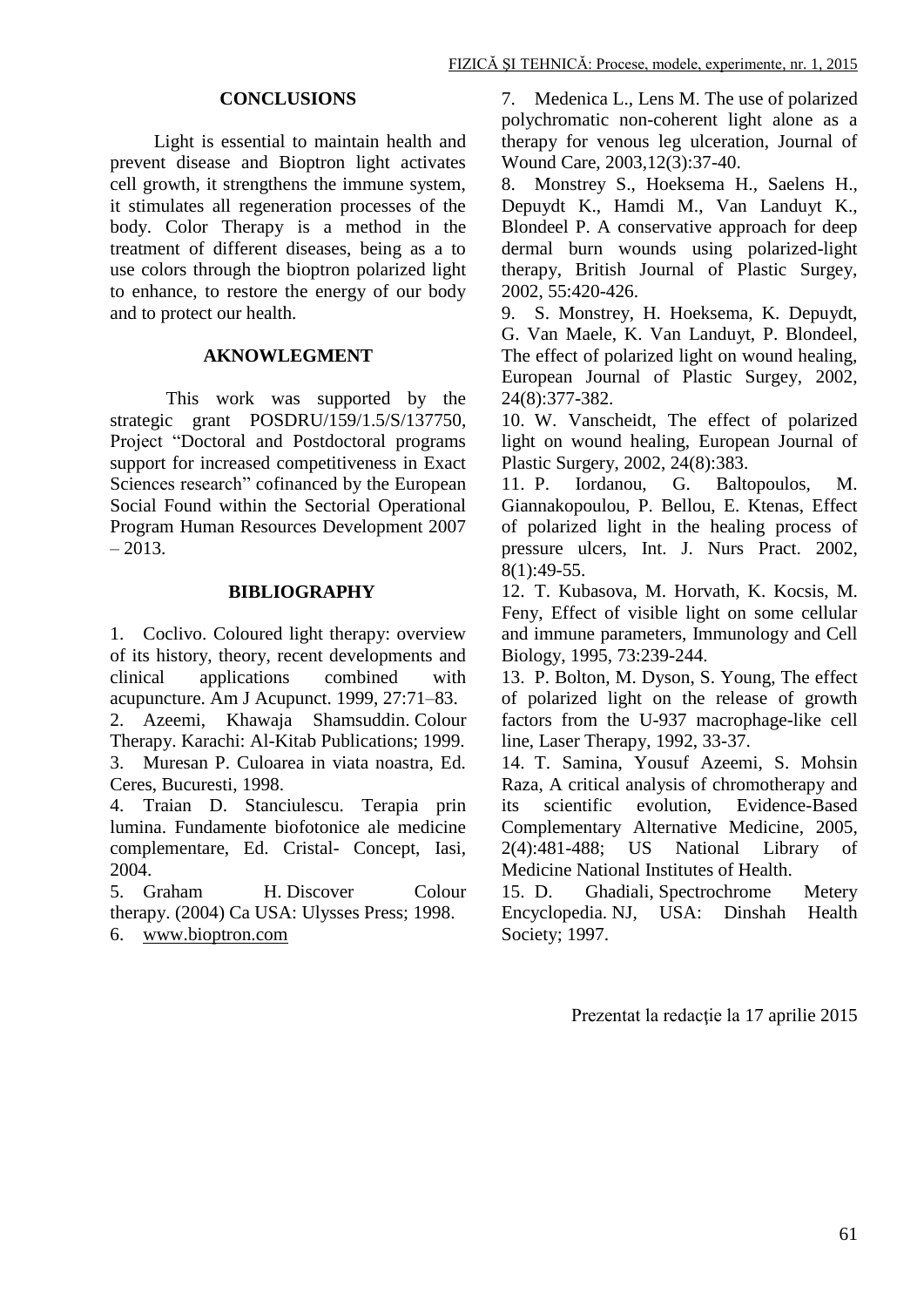## CONCLUSIONS

Light is essential to maintain health and prevent disease and Bioptron light activates cell growth, it strengthens the immune system, it stimulates all regeneration processes of the body. Color Therapy is a method in the treatment of different diseases, being as a to use colors through the bioptron polarized light to enhance, to restore the energy of our body and to protect our health.

## AKNOWLEGMENT

This work was supported by the strategic grant POSDRU/159/1.5/S/137750, Project "Doctoral and Postdoctoral programs support for increased competitiveness in Exact Sciences research" cofinanced by the European Social Found within the Sectorial Operational Program Human Resources Development 2007 – 2013.

## BIBLIOGRAPHY

1. Coclivo. Coloured light therapy: overview of its history, theory, recent developments and clinical applications combined with acupuncture. Am J Acupunct. 1999, 27:71–83.
2. Azeemi, Khawaja Shamsuddin. Colour Therapy. Karachi: Al-Kitab Publications; 1999.
3. Muresan P. Culoarea in viata noastra, Ed. Ceres, Bucuresti, 1998.
4. Traian D. Stanciulescu. Terapia prin lumina. Fundamente biofotonice ale medicine complementare, Ed. Cristal- Concept, Iasi, 2004.
5. Graham H. Discover Colour therapy. (2004) Ca USA: Ulysses Press; 1998.
6. www.bioptron.com
7. Medenica L., Lens M. The use of polarized polychromatic non-coherent light alone as a therapy for venous leg ulceration, Journal of Wound Care, 2003,12(3):37-40.
8. Monstrey S., Hoeksema H., Saelens H., Depuydt K., Hamdi M., Van Landuyt K., Blondeel P. A conservative approach for deep dermal burn wounds using polarized-light therapy, British Journal of Plastic Surgey, 2002, 55:420-426.
9. S. Monstrey, H. Hoeksema, K. Depuydt, G. Van Maele, K. Van Landuyt, P. Blondeel, The effect of polarized light on wound healing, European Journal of Plastic Surgey, 2002, 24(8):377-382.
10. W. Vanscheidt, The effect of polarized light on wound healing, European Journal of Plastic Surgery, 2002, 24(8):383.
11. P. Iordanou, G. Baltopoulos, M. Giannakopoulou, P. Bellou, E. Ktenas, Effect of polarized light in the healing process of pressure ulcers, Int. J. Nurs Pract. 2002, 8(1):49-55.
12. T. Kubasova, M. Horvath, K. Kocsis, M. Feny, Effect of visible light on some cellular and immune parameters, Immunology and Cell Biology, 1995, 73:239-244.
13. P. Bolton, M. Dyson, S. Young, The effect of polarized light on the release of growth factors from the U-937 macrophage-like cell line, Laser Therapy, 1992, 33-37.
14. T. Samina, Yousuf Azeemi, S. Mohsin Raza, A critical analysis of chromotherapy and its scientific evolution, Evidence-Based Complementary Alternative Medicine, 2005, 2(4):481-488; US National Library of Medicine National Institutes of Health.
15. D. Ghadiali, Spectrochrome Metery Encyclopedia. NJ, USA: Dinshah Health Society; 1997.

Prezentat la redacţie la 17 aprilie 2015